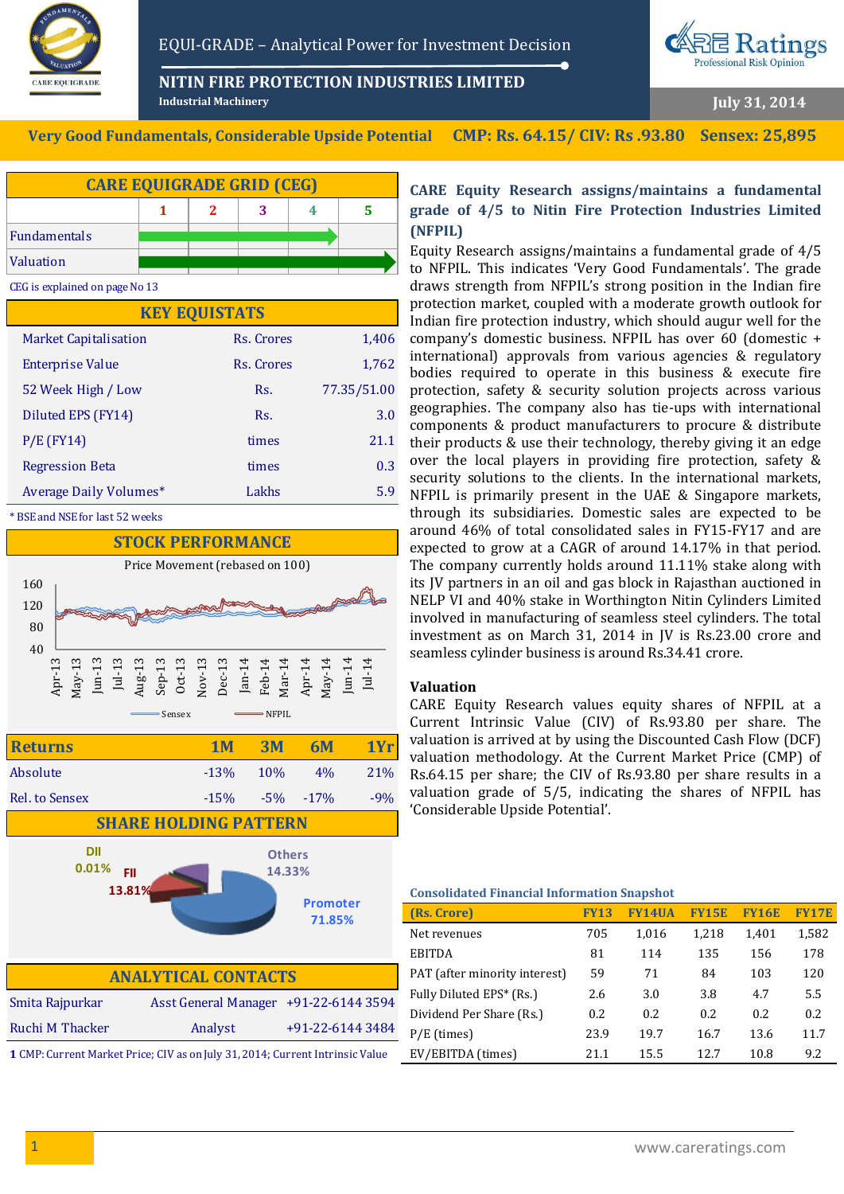EQUI-GRADE – Analytical Power for Investment Decision

# NITIN FIRE PROTECTION INDUSTRIES LIMITED

Industrial Machinery

July 31, 2014

**Very Good Fundamentals, Considerable Upside Potential | CMP: Rs. 64.15/ CIV: Rs .93.80 | Sensex: 25,895**

## CARE EQUIGRADE GRID (CEG)

| | 1 | 2 | 3 | 4 | 5 |
|---|---|---|---|---|---|
| Fundamentals | ▬ | ▬ | ▬ | ▶ | |
| Valuation | ▬ | ▬ | ▬ | ▬ | ▶ |

CEG is explained on page No 13

## KEY EQUISTATS

| | | |
|---|---|---|
| Market Capitalisation | Rs. Crores | 1,406 |
| Enterprise Value | Rs. Crores | 1,762 |
| 52 Week High / Low | Rs. | 77.35/51.00 |
| Diluted EPS (FY14) | Rs. | 3.0 |
| P/E (FY14) | times | 21.1 |
| Regression Beta | times | 0.3 |
| Average Daily Volumes* | Lakhs | 5.9 |

* BSE and NSE for last 52 weeks

## STOCK PERFORMANCE

Price Movement (rebased on 100)

| Returns | 1M | 3M | 6M | 1Yr |
|---|---|---|---|---|
| Absolute | -13% | 10% | 4% | 21% |
| Rel. to Sensex | -15% | -5% | -17% | -9% |

## SHARE HOLDING PATTERN

| Holder | Share |
|---|---|
| Promoter | 71.85% |
| Others | 14.33% |
| FII | 13.81% |
| DII | 0.01% |

## ANALYTICAL CONTACTS

| | | |
|---|---|---|
| Smita Rajpurkar | Asst General Manager | +91-22-6144 3594 |
| Ruchi M Thacker | Analyst | +91-22-6144 3484 |

1 CMP: Current Market Price; CIV as on July 31, 2014; Current Intrinsic Value

## CARE Equity Research assigns/maintains a fundamental grade of 4/5 to Nitin Fire Protection Industries Limited (NFPIL)

Equity Research assigns/maintains a fundamental grade of 4/5 to NFPIL. This indicates 'Very Good Fundamentals'. The grade draws strength from NFPIL's strong position in the Indian fire protection market, coupled with a moderate growth outlook for Indian fire protection industry, which should augur well for the company's domestic business. NFPIL has over 60 (domestic + international) approvals from various agencies & regulatory bodies required to operate in this business & execute fire protection, safety & security solution projects across various geographies. The company also has tie-ups with international components & product manufacturers to procure & distribute their products & use their technology, thereby giving it an edge over the local players in providing fire protection, safety & security solutions to the clients. In the international markets, NFPIL is primarily present in the UAE & Singapore markets, through its subsidiaries. Domestic sales are expected to be around 46% of total consolidated sales in FY15-FY17 and are expected to grow at a CAGR of around 14.17% in that period. The company currently holds around 11.11% stake along with its JV partners in an oil and gas block in Rajasthan auctioned in NELP VI and 40% stake in Worthington Nitin Cylinders Limited involved in manufacturing of seamless steel cylinders. The total investment as on March 31, 2014 in JV is Rs.23.00 crore and seamless cylinder business is around Rs.34.41 crore.

## Valuation

CARE Equity Research values equity shares of NFPIL at a Current Intrinsic Value (CIV) of Rs.93.80 per share. The valuation is arrived at by using the Discounted Cash Flow (DCF) valuation methodology. At the Current Market Price (CMP) of Rs.64.15 per share; the CIV of Rs.93.80 per share results in a valuation grade of 5/5, indicating the shares of NFPIL has 'Considerable Upside Potential'.

### Consolidated Financial Information Snapshot

| (Rs. Crore) | FY13 | FY14UA | FY15E | FY16E | FY17E |
|---|---|---|---|---|---|
| Net revenues | 705 | 1,016 | 1,218 | 1,401 | 1,582 |
| EBITDA | 81 | 114 | 135 | 156 | 178 |
| PAT (after minority interest) | 59 | 71 | 84 | 103 | 120 |
| Fully Diluted EPS* (Rs.) | 2.6 | 3.0 | 3.8 | 4.7 | 5.5 |
| Dividend Per Share (Rs.) | 0.2 | 0.2 | 0.2 | 0.2 | 0.2 |
| P/E (times) | 23.9 | 19.7 | 16.7 | 13.6 | 11.7 |
| EV/EBITDA (times) | 21.1 | 15.5 | 12.7 | 10.8 | 9.2 |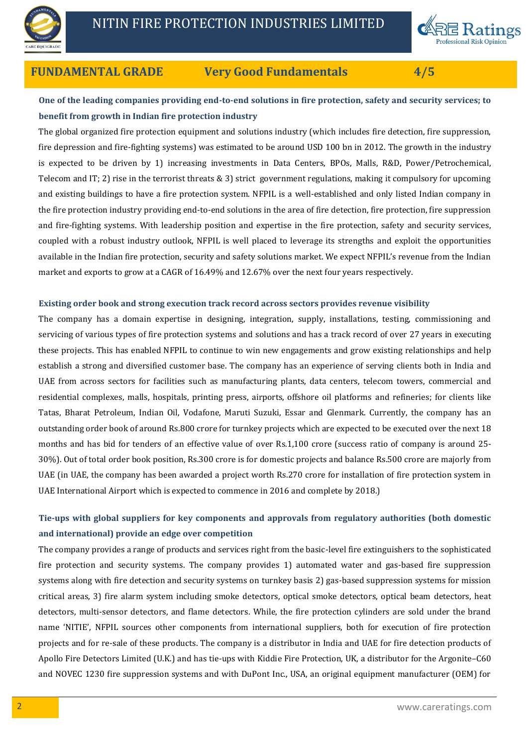**FUNDAMENTAL GRADE** **Very Good Fundamentals** **4/5**

### One of the leading companies providing end-to-end solutions in fire protection, safety and security services; to benefit from growth in Indian fire protection industry

The global organized fire protection equipment and solutions industry (which includes fire detection, fire suppression, fire depression and fire-fighting systems) was estimated to be around USD 100 bn in 2012. The growth in the industry is expected to be driven by 1) increasing investments in Data Centers, BPOs, Malls, R&D, Power/Petrochemical, Telecom and IT; 2) rise in the terrorist threats & 3) strict government regulations, making it compulsory for upcoming and existing buildings to have a fire protection system. NFPIL is a well-established and only listed Indian company in the fire protection industry providing end-to-end solutions in the area of fire detection, fire protection, fire suppression and fire-fighting systems. With leadership position and expertise in the fire protection, safety and security services, coupled with a robust industry outlook, NFPIL is well placed to leverage its strengths and exploit the opportunities available in the Indian fire protection, security and safety solutions market. We expect NFPIL's revenue from the Indian market and exports to grow at a CAGR of 16.49% and 12.67% over the next four years respectively.

### Existing order book and strong execution track record across sectors provides revenue visibility

The company has a domain expertise in designing, integration, supply, installations, testing, commissioning and servicing of various types of fire protection systems and solutions and has a track record of over 27 years in executing these projects. This has enabled NFPIL to continue to win new engagements and grow existing relationships and help establish a strong and diversified customer base. The company has an experience of serving clients both in India and UAE from across sectors for facilities such as manufacturing plants, data centers, telecom towers, commercial and residential complexes, malls, hospitals, printing press, airports, offshore oil platforms and refineries; for clients like Tatas, Bharat Petroleum, Indian Oil, Vodafone, Maruti Suzuki, Essar and Glenmark. Currently, the company has an outstanding order book of around Rs.800 crore for turnkey projects which are expected to be executed over the next 18 months and has bid for tenders of an effective value of over Rs.1,100 crore (success ratio of company is around 25-30%). Out of total order book position, Rs.300 crore is for domestic projects and balance Rs.500 crore are majorly from UAE (in UAE, the company has been awarded a project worth Rs.270 crore for installation of fire protection system in UAE International Airport which is expected to commence in 2016 and complete by 2018.)

### Tie-ups with global suppliers for key components and approvals from regulatory authorities (both domestic and international) provide an edge over competition

The company provides a range of products and services right from the basic-level fire extinguishers to the sophisticated fire protection and security systems. The company provides 1) automated water and gas-based fire suppression systems along with fire detection and security systems on turnkey basis 2) gas-based suppression systems for mission critical areas, 3) fire alarm system including smoke detectors, optical smoke detectors, optical beam detectors, heat detectors, multi-sensor detectors, and flame detectors. While, the fire protection cylinders are sold under the brand name 'NITIE', NFPIL sources other components from international suppliers, both for execution of fire protection projects and for re-sale of these products. The company is a distributor in India and UAE for fire detection products of Apollo Fire Detectors Limited (U.K.) and has tie-ups with Kiddie Fire Protection, UK, a distributor for the Argonite–C60 and NOVEC 1230 fire suppression systems and with DuPont Inc., USA, an original equipment manufacturer (OEM) for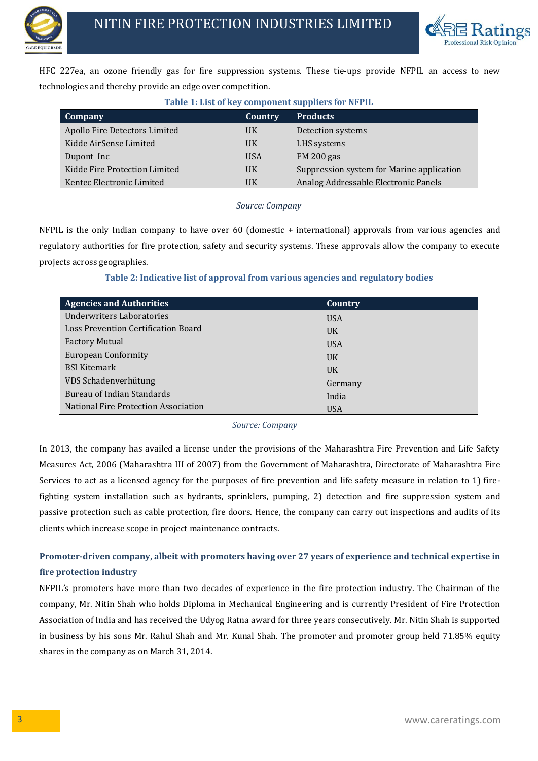HFC 227ea, an ozone friendly gas for fire suppression systems. These tie-ups provide NFPIL an access to new technologies and thereby provide an edge over competition.

**Table 1: List of key component suppliers for NFPIL**

| Company | Country | Products |
|---|---|---|
| Apollo Fire Detectors Limited | UK | Detection systems |
| Kidde AirSense Limited | UK | LHS systems |
| Dupont Inc | USA | FM 200 gas |
| Kidde Fire Protection Limited | UK | Suppression system for Marine application |
| Kentec Electronic Limited | UK | Analog Addressable Electronic Panels |

*Source: Company*

NFPIL is the only Indian company to have over 60 (domestic + international) approvals from various agencies and regulatory authorities for fire protection, safety and security systems. These approvals allow the company to execute projects across geographies.

**Table 2: Indicative list of approval from various agencies and regulatory bodies**

| Agencies and Authorities | Country |
|---|---|
| Underwriters Laboratories | USA |
| Loss Prevention Certification Board | UK |
| Factory Mutual | USA |
| European Conformity | UK |
| BSI Kitemark | UK |
| VDS Schadenverhütung | Germany |
| Bureau of Indian Standards | India |
| National Fire Protection Association | USA |

*Source: Company*

In 2013, the company has availed a license under the provisions of the Maharashtra Fire Prevention and Life Safety Measures Act, 2006 (Maharashtra III of 2007) from the Government of Maharashtra, Directorate of Maharashtra Fire Services to act as a licensed agency for the purposes of fire prevention and life safety measure in relation to 1) fire-fighting system installation such as hydrants, sprinklers, pumping, 2) detection and fire suppression system and passive protection such as cable protection, fire doors. Hence, the company can carry out inspections and audits of its clients which increase scope in project maintenance contracts.

### Promoter-driven company, albeit with promoters having over 27 years of experience and technical expertise in fire protection industry

NFPIL's promoters have more than two decades of experience in the fire protection industry. The Chairman of the company, Mr. Nitin Shah who holds Diploma in Mechanical Engineering and is currently President of Fire Protection Association of India and has received the Udyog Ratna award for three years consecutively. Mr. Nitin Shah is supported in business by his sons Mr. Rahul Shah and Mr. Kunal Shah. The promoter and promoter group held 71.85% equity shares in the company as on March 31, 2014.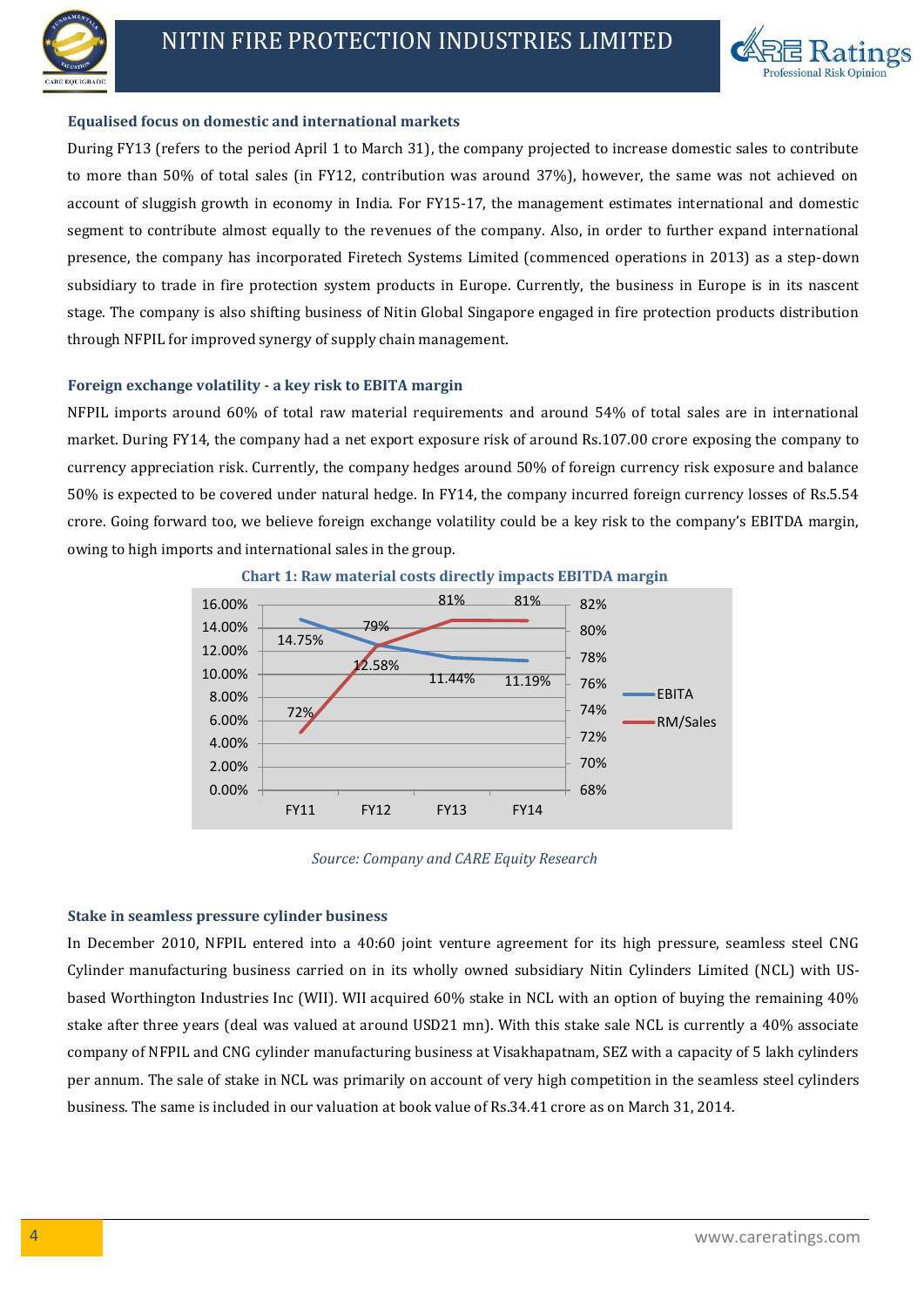### Equalised focus on domestic and international markets

During FY13 (refers to the period April 1 to March 31), the company projected to increase domestic sales to contribute to more than 50% of total sales (in FY12, contribution was around 37%), however, the same was not achieved on account of sluggish growth in economy in India. For FY15-17, the management estimates international and domestic segment to contribute almost equally to the revenues of the company. Also, in order to further expand international presence, the company has incorporated Firetech Systems Limited (commenced operations in 2013) as a step-down subsidiary to trade in fire protection system products in Europe. Currently, the business in Europe is in its nascent stage. The company is also shifting business of Nitin Global Singapore engaged in fire protection products distribution through NFPIL for improved synergy of supply chain management.

### Foreign exchange volatility - a key risk to EBITA margin

NFPIL imports around 60% of total raw material requirements and around 54% of total sales are in international market. During FY14, the company had a net export exposure risk of around Rs.107.00 crore exposing the company to currency appreciation risk. Currently, the company hedges around 50% of foreign currency risk exposure and balance 50% is expected to be covered under natural hedge. In FY14, the company incurred foreign currency losses of Rs.5.54 crore. Going forward too, we believe foreign exchange volatility could be a key risk to the company's EBITDA margin, owing to high imports and international sales in the group.

**Chart 1: Raw material costs directly impacts EBITDA margin**

| | FY11 | FY12 | FY13 | FY14 |
|---|---|---|---|---|
| EBITA | 14.75% | 12.58% | 11.44% | 11.19% |
| RM/Sales | 72% | 79% | 81% | 81% |

*Source: Company and CARE Equity Research*

### Stake in seamless pressure cylinder business

In December 2010, NFPIL entered into a 40:60 joint venture agreement for its high pressure, seamless steel CNG Cylinder manufacturing business carried on in its wholly owned subsidiary Nitin Cylinders Limited (NCL) with US-based Worthington Industries Inc (WII). WII acquired 60% stake in NCL with an option of buying the remaining 40% stake after three years (deal was valued at around USD21 mn). With this stake sale NCL is currently a 40% associate company of NFPIL and CNG cylinder manufacturing business at Visakhapatnam, SEZ with a capacity of 5 lakh cylinders per annum. The sale of stake in NCL was primarily on account of very high competition in the seamless steel cylinders business. The same is included in our valuation at book value of Rs.34.41 crore as on March 31, 2014.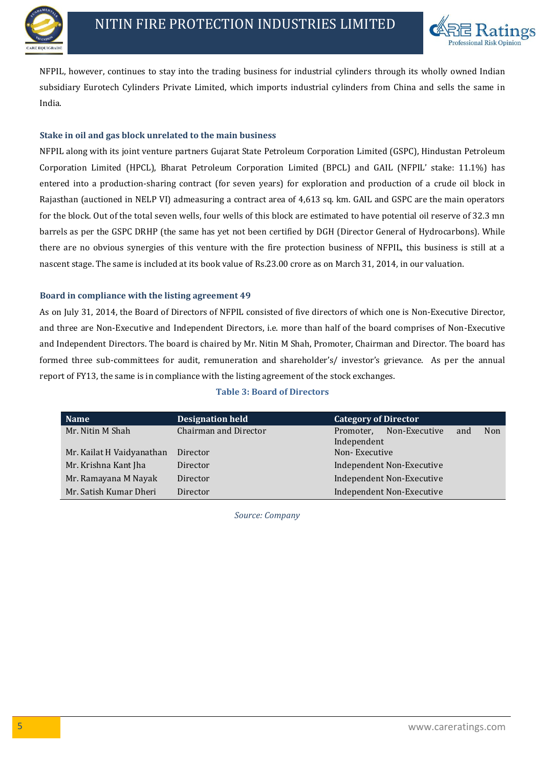NFPIL, however, continues to stay into the trading business for industrial cylinders through its wholly owned Indian subsidiary Eurotech Cylinders Private Limited, which imports industrial cylinders from China and sells the same in India.

### Stake in oil and gas block unrelated to the main business

NFPIL along with its joint venture partners Gujarat State Petroleum Corporation Limited (GSPC), Hindustan Petroleum Corporation Limited (HPCL), Bharat Petroleum Corporation Limited (BPCL) and GAIL (NFPIL' stake: 11.1%) has entered into a production-sharing contract (for seven years) for exploration and production of a crude oil block in Rajasthan (auctioned in NELP VI) admeasuring a contract area of 4,613 sq. km. GAIL and GSPC are the main operators for the block. Out of the total seven wells, four wells of this block are estimated to have potential oil reserve of 32.3 mn barrels as per the GSPC DRHP (the same has yet not been certified by DGH (Director General of Hydrocarbons). While there are no obvious synergies of this venture with the fire protection business of NFPIL, this business is still at a nascent stage. The same is included at its book value of Rs.23.00 crore as on March 31, 2014, in our valuation.

### Board in compliance with the listing agreement 49

As on July 31, 2014, the Board of Directors of NFPIL consisted of five directors of which one is Non-Executive Director, and three are Non-Executive and Independent Directors, i.e. more than half of the board comprises of Non-Executive and Independent Directors. The board is chaired by Mr. Nitin M Shah, Promoter, Chairman and Director. The board has formed three sub-committees for audit, remuneration and shareholder's/ investor's grievance. As per the annual report of FY13, the same is in compliance with the listing agreement of the stock exchanges.

**Table 3: Board of Directors**

| Name | Designation held | Category of Director |
|---|---|---|
| Mr. Nitin M Shah | Chairman and Director | Promoter, Non-Executive and Non Independent |
| Mr. Kailat H Vaidyanathan | Director | Non- Executive |
| Mr. Krishna Kant Jha | Director | Independent Non-Executive |
| Mr. Ramayana M Nayak | Director | Independent Non-Executive |
| Mr. Satish Kumar Dheri | Director | Independent Non-Executive |

*Source: Company*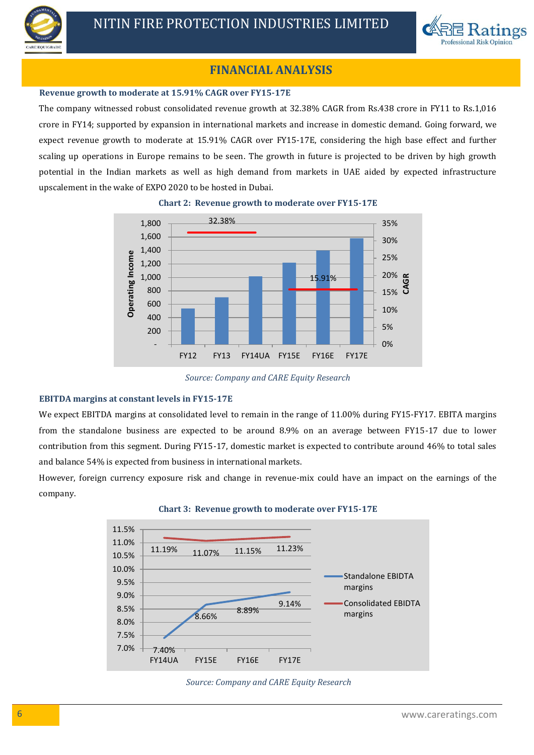## FINANCIAL ANALYSIS

### Revenue growth to moderate at 15.91% CAGR over FY15-17E

The company witnessed robust consolidated revenue growth at 32.38% CAGR from Rs.438 crore in FY11 to Rs.1,016 crore in FY14; supported by expansion in international markets and increase in domestic demand. Going forward, we expect revenue growth to moderate at 15.91% CAGR over FY15-17E, considering the high base effect and further scaling up operations in Europe remains to be seen. The growth in future is projected to be driven by high growth potential in the Indian markets as well as high demand from markets in UAE aided by expected infrastructure upscalement in the wake of EXPO 2020 to be hosted in Dubai.

**Chart 2: Revenue growth to moderate over FY15-17E**

| | FY12 | FY13 | FY14UA | FY15E | FY16E | FY17E |
|---|---|---|---|---|---|---|
| Operating Income | | | | | | |
| CAGR | 32.38% | 32.38% | 32.38% | 15.91% | 15.91% | 15.91% |

*Source: Company and CARE Equity Research*

### EBITDA margins at constant levels in FY15-17E

We expect EBITDA margins at consolidated level to remain in the range of 11.00% during FY15-FY17. EBITA margins from the standalone business are expected to be around 8.9% on an average between FY15-17 due to lower contribution from this segment. During FY15-17, domestic market is expected to contribute around 46% to total sales and balance 54% is expected from business in international markets.

However, foreign currency exposure risk and change in revenue-mix could have an impact on the earnings of the company.

**Chart 3: Revenue growth to moderate over FY15-17E**

| | FY14UA | FY15E | FY16E | FY17E |
|---|---|---|---|---|
| Standalone EBIDTA margins | 7.40% | 8.66% | 8.89% | 9.14% |
| Consolidated EBIDTA margins | 11.19% | 11.07% | 11.15% | 11.23% |

*Source: Company and CARE Equity Research*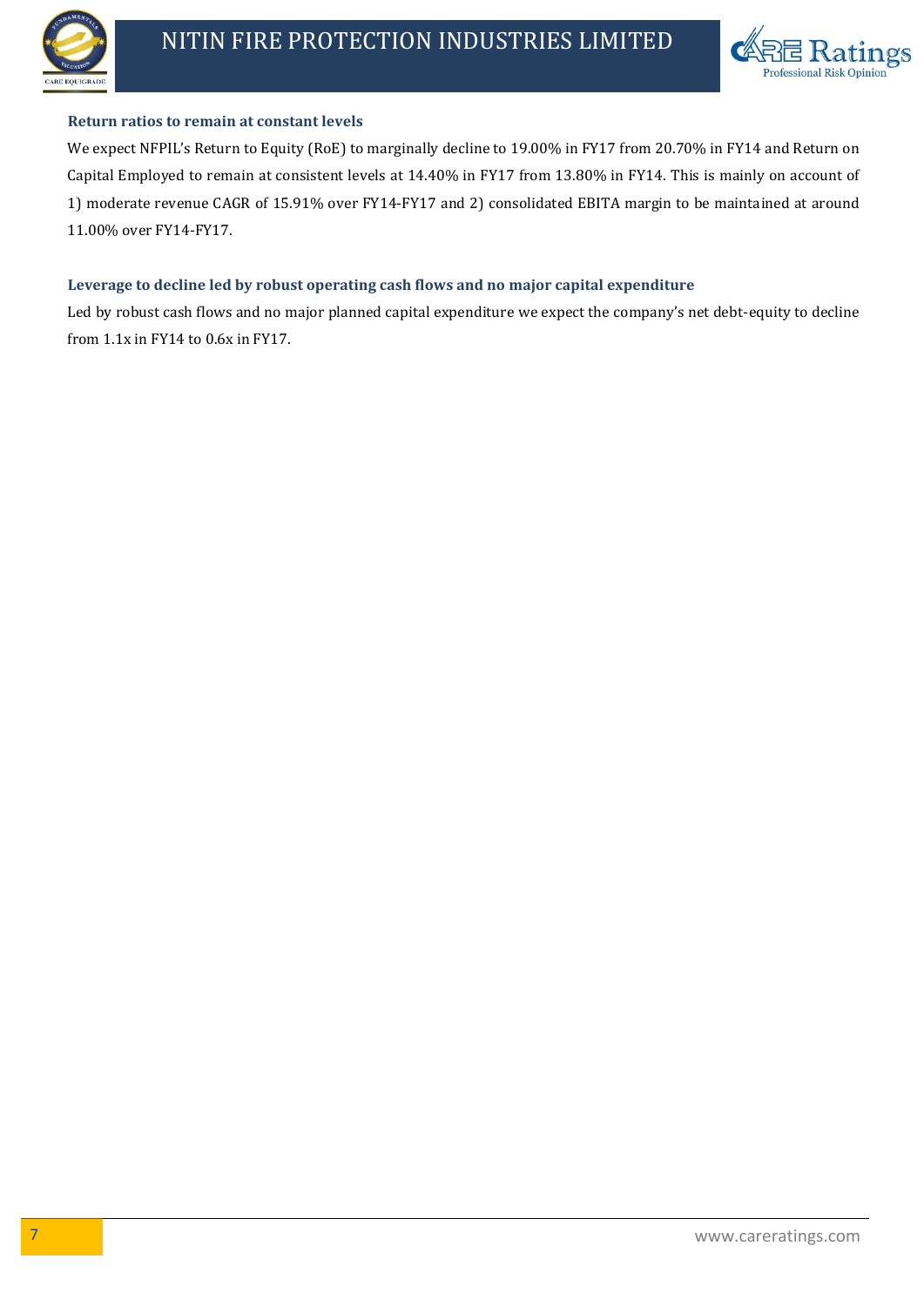### Return ratios to remain at constant levels

We expect NFPIL's Return to Equity (RoE) to marginally decline to 19.00% in FY17 from 20.70% in FY14 and Return on Capital Employed to remain at consistent levels at 14.40% in FY17 from 13.80% in FY14. This is mainly on account of 1) moderate revenue CAGR of 15.91% over FY14-FY17 and 2) consolidated EBITA margin to be maintained at around 11.00% over FY14-FY17.

### Leverage to decline led by robust operating cash flows and no major capital expenditure

Led by robust cash flows and no major planned capital expenditure we expect the company's net debt-equity to decline from 1.1x in FY14 to 0.6x in FY17.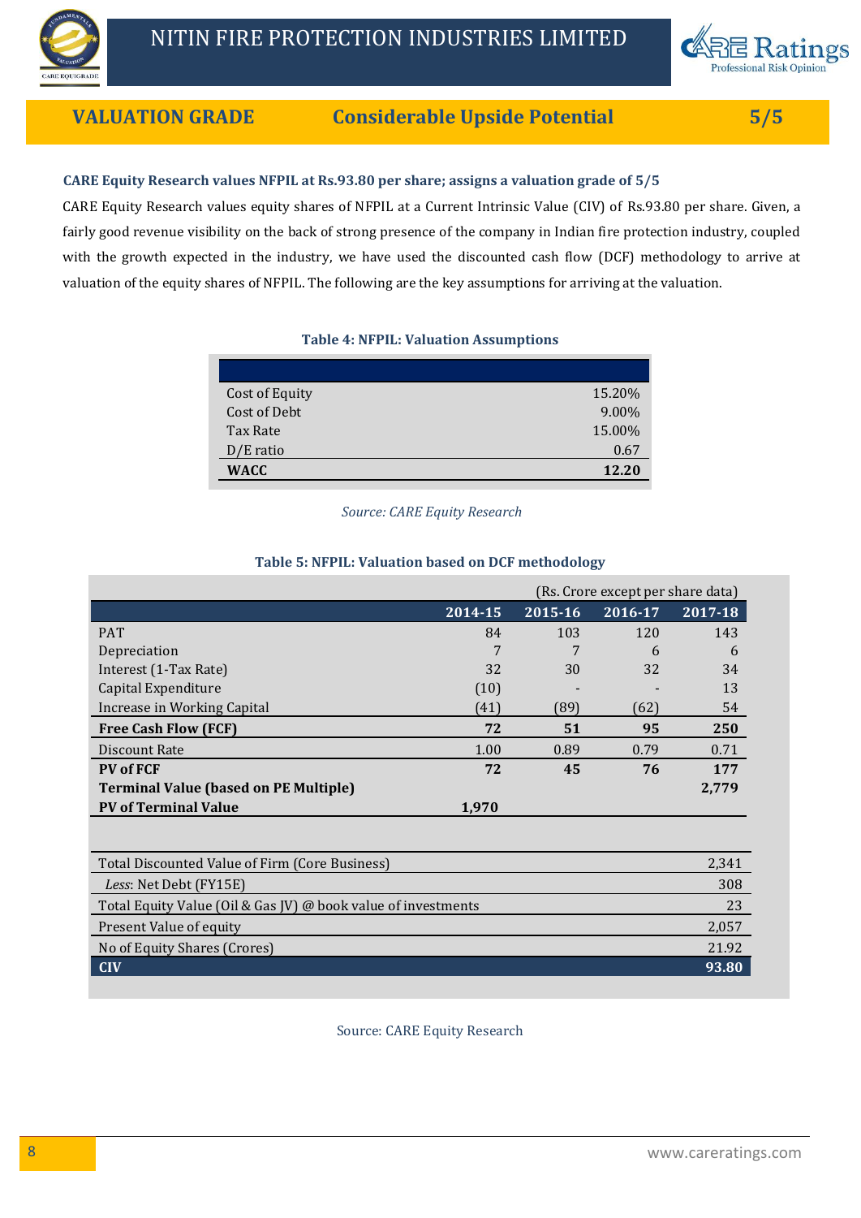## VALUATION GRADE — Considerable Upside Potential — 5/5

**CARE Equity Research values NFPIL at Rs.93.80 per share; assigns a valuation grade of 5/5**

CARE Equity Research values equity shares of NFPIL at a Current Intrinsic Value (CIV) of Rs.93.80 per share. Given, a fairly good revenue visibility on the back of strong presence of the company in Indian fire protection industry, coupled with the growth expected in the industry, we have used the discounted cash flow (DCF) methodology to arrive at valuation of the equity shares of NFPIL. The following are the key assumptions for arriving at the valuation.

**Table 4: NFPIL: Valuation Assumptions**

| | |
|---|---|
| Cost of Equity | 15.20% |
| Cost of Debt | 9.00% |
| Tax Rate | 15.00% |
| D/E ratio | 0.67 |
| **WACC** | **12.20** |

*Source: CARE Equity Research*

**Table 5: NFPIL: Valuation based on DCF methodology**

(Rs. Crore except per share data)

| | 2014-15 | 2015-16 | 2016-17 | 2017-18 |
|---|---|---|---|---|
| PAT | 84 | 103 | 120 | 143 |
| Depreciation | 7 | 7 | 6 | 6 |
| Interest (1-Tax Rate) | 32 | 30 | 32 | 34 |
| Capital Expenditure | (10) | - | - | 13 |
| Increase in Working Capital | (41) | (89) | (62) | 54 |
| **Free Cash Flow (FCF)** | **72** | **51** | **95** | **250** |
| Discount Rate | 1.00 | 0.89 | 0.79 | 0.71 |
| **PV of FCF** | **72** | **45** | **76** | **177** |
| **Terminal Value (based on PE Multiple)** | | | | **2,779** |
| **PV of Terminal Value** | **1,970** | | | |

| | |
|---|---|
| Total Discounted Value of Firm (Core Business) | 2,341 |
| *Less*: Net Debt (FY15E) | 308 |
| Total Equity Value (Oil & Gas JV) @ book value of investments | 23 |
| Present Value of equity | 2,057 |
| No of Equity Shares (Crores) | 21.92 |
| **CIV** | **93.80** |

Source: CARE Equity Research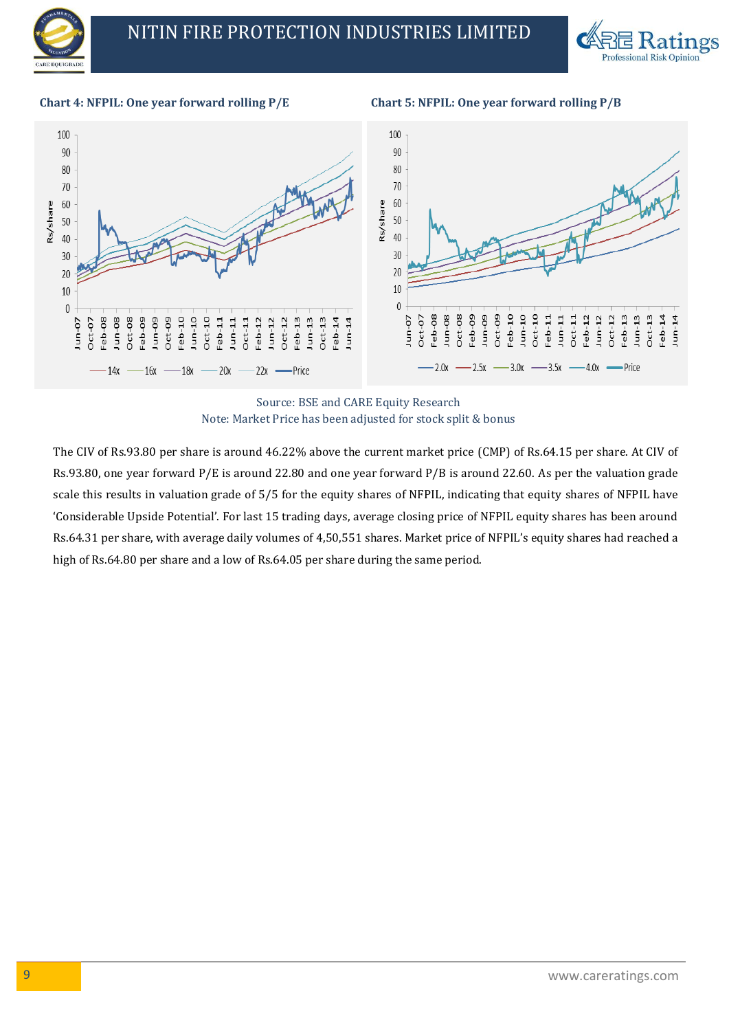**Chart 4: NFPIL: One year forward rolling P/E**

**Chart 5: NFPIL: One year forward rolling P/B**

Source: BSE and CARE Equity Research
Note: Market Price has been adjusted for stock split & bonus

The CIV of Rs.93.80 per share is around 46.22% above the current market price (CMP) of Rs.64.15 per share. At CIV of Rs.93.80, one year forward P/E is around 22.80 and one year forward P/B is around 22.60. As per the valuation grade scale this results in valuation grade of 5/5 for the equity shares of NFPIL, indicating that equity shares of NFPIL have 'Considerable Upside Potential'. For last 15 trading days, average closing price of NFPIL equity shares has been around Rs.64.31 per share, with average daily volumes of 4,50,551 shares. Market price of NFPIL's equity shares had reached a high of Rs.64.80 per share and a low of Rs.64.05 per share during the same period.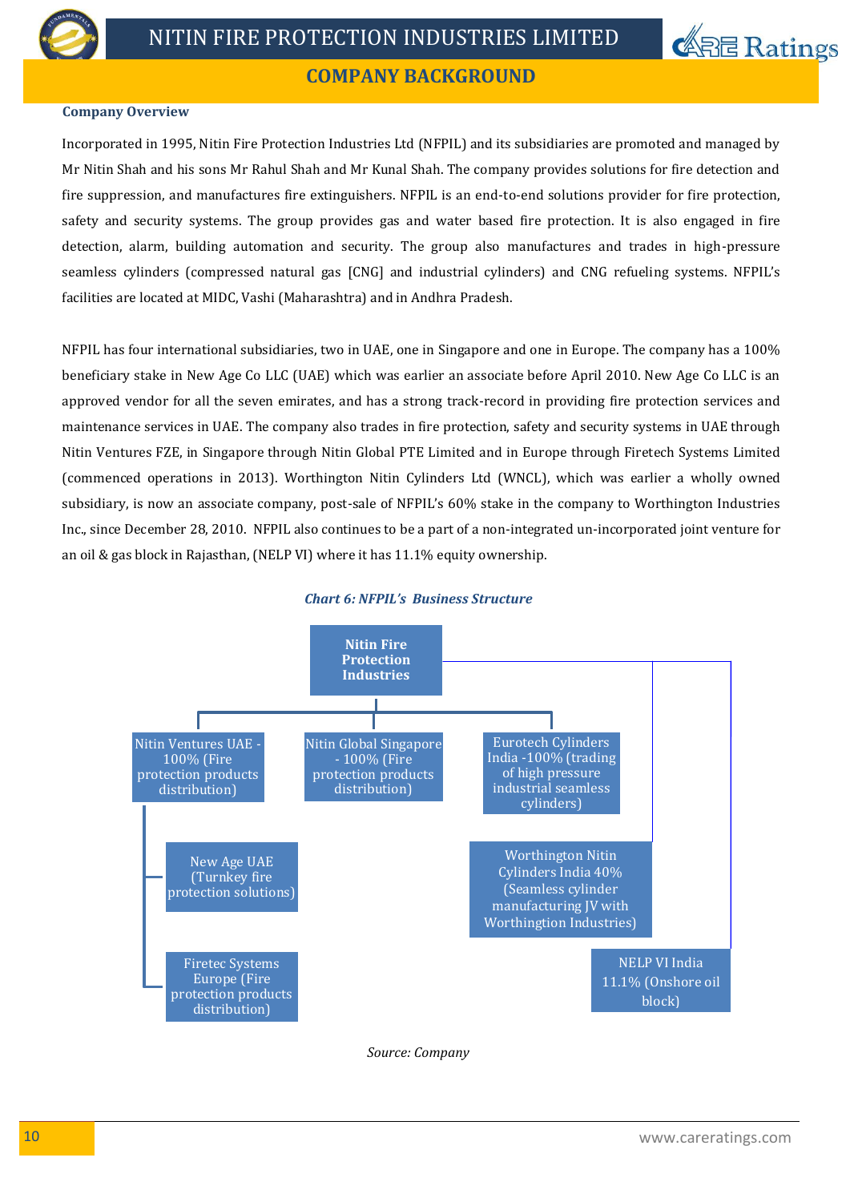## COMPANY BACKGROUND

### Company Overview

Incorporated in 1995, Nitin Fire Protection Industries Ltd (NFPIL) and its subsidiaries are promoted and managed by Mr Nitin Shah and his sons Mr Rahul Shah and Mr Kunal Shah. The company provides solutions for fire detection and fire suppression, and manufactures fire extinguishers. NFPIL is an end-to-end solutions provider for fire protection, safety and security systems. The group provides gas and water based fire protection. It is also engaged in fire detection, alarm, building automation and security. The group also manufactures and trades in high-pressure seamless cylinders (compressed natural gas [CNG] and industrial cylinders) and CNG refueling systems. NFPIL's facilities are located at MIDC, Vashi (Maharashtra) and in Andhra Pradesh.

NFPIL has four international subsidiaries, two in UAE, one in Singapore and one in Europe. The company has a 100% beneficiary stake in New Age Co LLC (UAE) which was earlier an associate before April 2010. New Age Co LLC is an approved vendor for all the seven emirates, and has a strong track-record in providing fire protection services and maintenance services in UAE. The company also trades in fire protection, safety and security systems in UAE through Nitin Ventures FZE, in Singapore through Nitin Global PTE Limited and in Europe through Firetech Systems Limited (commenced operations in 2013). Worthington Nitin Cylinders Ltd (WNCL), which was earlier a wholly owned subsidiary, is now an associate company, post-sale of NFPIL's 60% stake in the company to Worthington Industries Inc., since December 28, 2010. NFPIL also continues to be a part of a non-integrated un-incorporated joint venture for an oil & gas block in Rajasthan, (NELP VI) where it has 11.1% equity ownership.

*Chart 6: NFPIL's Business Structure*

- **Nitin Fire Protection Industries**
  - Nitin Ventures UAE - 100% (Fire protection products distribution)
    - New Age UAE (Turnkey fire protection solutions)
    - Firetec Systems Europe (Fire protection products distribution)
  - Nitin Global Singapore - 100% (Fire protection products distribution)
  - Eurotech Cylinders India -100% (trading of high pressure industrial seamless cylinders)
  - Worthington Nitin Cylinders India 40% (Seamless cylinder manufacturing JV with Worthingtion Industries)
  - NELP VI India 11.1% (Onshore oil block)

*Source: Company*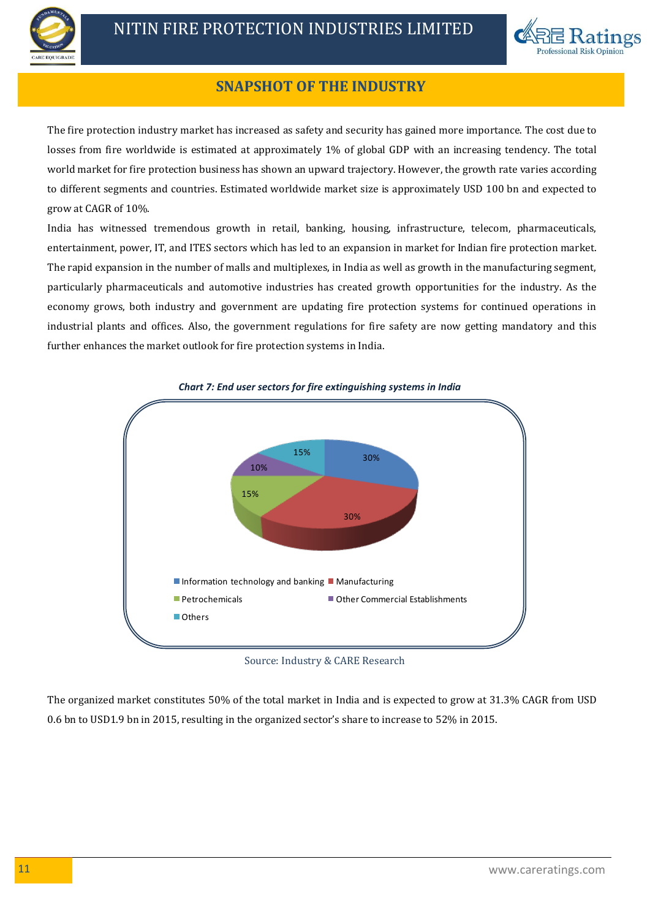## SNAPSHOT OF THE INDUSTRY

The fire protection industry market has increased as safety and security has gained more importance. The cost due to losses from fire worldwide is estimated at approximately 1% of global GDP with an increasing tendency. The total world market for fire protection business has shown an upward trajectory. However, the growth rate varies according to different segments and countries. Estimated worldwide market size is approximately USD 100 bn and expected to grow at CAGR of 10%.

India has witnessed tremendous growth in retail, banking, housing, infrastructure, telecom, pharmaceuticals, entertainment, power, IT, and ITES sectors which has led to an expansion in market for Indian fire protection market. The rapid expansion in the number of malls and multiplexes, in India as well as growth in the manufacturing segment, particularly pharmaceuticals and automotive industries has created growth opportunities for the industry. As the economy grows, both industry and government are updating fire protection systems for continued operations in industrial plants and offices. Also, the government regulations for fire safety are now getting mandatory and this further enhances the market outlook for fire protection systems in India.

***Chart 7: End user sectors for fire extinguishing systems in India***

| Sector | Share |
| --- | --- |
| Information technology and banking | 30% |
| Manufacturing | 30% |
| Petrochemicals | 15% |
| Other Commercial Establishments | 10% |
| Others | 15% |

Source: Industry & CARE Research

The organized market constitutes 50% of the total market in India and is expected to grow at 31.3% CAGR from USD 0.6 bn to USD1.9 bn in 2015, resulting in the organized sector's share to increase to 52% in 2015.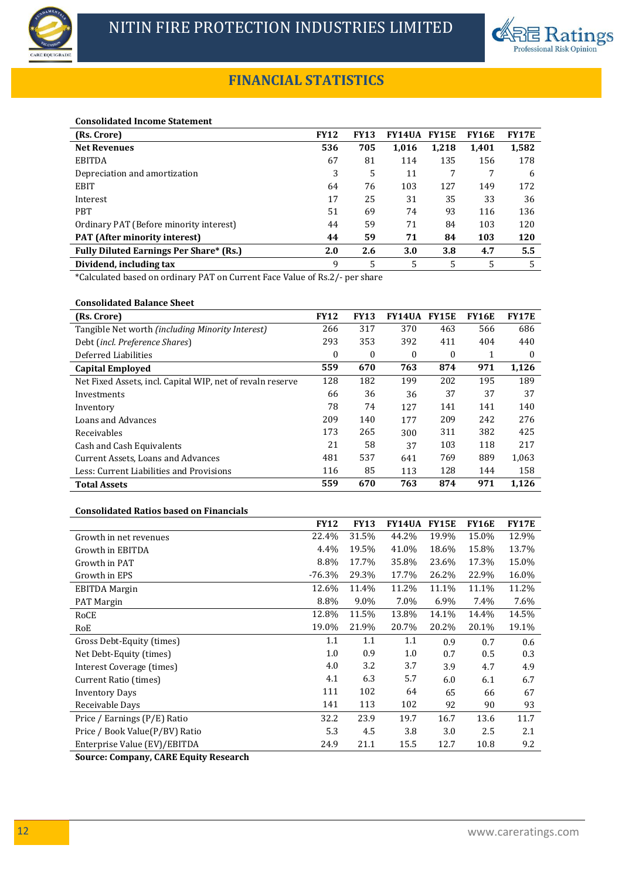# FINANCIAL STATISTICS

**Consolidated Income Statement**

| (Rs. Crore) | FY12 | FY13 | FY14UA | FY15E | FY16E | FY17E |
|---|---|---|---|---|---|---|
| **Net Revenues** | **536** | **705** | **1,016** | **1,218** | **1,401** | **1,582** |
| EBITDA | 67 | 81 | 114 | 135 | 156 | 178 |
| Depreciation and amortization | 3 | 5 | 11 | 7 | 7 | 6 |
| EBIT | 64 | 76 | 103 | 127 | 149 | 172 |
| Interest | 17 | 25 | 31 | 35 | 33 | 36 |
| PBT | 51 | 69 | 74 | 93 | 116 | 136 |
| Ordinary PAT (Before minority interest) | 44 | 59 | 71 | 84 | 103 | 120 |
| **PAT (After minority interest)** | **44** | **59** | **71** | **84** | **103** | **120** |
| **Fully Diluted Earnings Per Share* (Rs.)** | **2.0** | **2.6** | **3.0** | **3.8** | **4.7** | **5.5** |
| **Dividend, including tax** | 9 | 5 | 5 | 5 | 5 | 5 |

*Calculated based on ordinary PAT on Current Face Value of Rs.2/- per share

**Consolidated Balance Sheet**

| (Rs. Crore) | FY12 | FY13 | FY14UA | FY15E | FY16E | FY17E |
|---|---|---|---|---|---|---|
| Tangible Net worth *(including Minority Interest)* | 266 | 317 | 370 | 463 | 566 | 686 |
| Debt (*incl. Preference Shares*) | 293 | 353 | 392 | 411 | 404 | 440 |
| Deferred Liabilities | 0 | 0 | 0 | 0 | 1 | 0 |
| **Capital Employed** | **559** | **670** | **763** | **874** | **971** | **1,126** |
| Net Fixed Assets, incl. Capital WIP, net of revaln reserve | 128 | 182 | 199 | 202 | 195 | 189 |
| Investments | 66 | 36 | 36 | 37 | 37 | 37 |
| Inventory | 78 | 74 | 127 | 141 | 141 | 140 |
| Loans and Advances | 209 | 140 | 177 | 209 | 242 | 276 |
| Receivables | 173 | 265 | 300 | 311 | 382 | 425 |
| Cash and Cash Equivalents | 21 | 58 | 37 | 103 | 118 | 217 |
| Current Assets, Loans and Advances | 481 | 537 | 641 | 769 | 889 | 1,063 |
| Less: Current Liabilities and Provisions | 116 | 85 | 113 | 128 | 144 | 158 |
| **Total Assets** | **559** | **670** | **763** | **874** | **971** | **1,126** |

**Consolidated Ratios based on Financials**

| | FY12 | FY13 | FY14UA | FY15E | FY16E | FY17E |
|---|---|---|---|---|---|---|
| Growth in net revenues | 22.4% | 31.5% | 44.2% | 19.9% | 15.0% | 12.9% |
| Growth in EBITDA | 4.4% | 19.5% | 41.0% | 18.6% | 15.8% | 13.7% |
| Growth in PAT | 8.8% | 17.7% | 35.8% | 23.6% | 17.3% | 15.0% |
| Growth in EPS | -76.3% | 29.3% | 17.7% | 26.2% | 22.9% | 16.0% |
| EBITDA Margin | 12.6% | 11.4% | 11.2% | 11.1% | 11.1% | 11.2% |
| PAT Margin | 8.8% | 9.0% | 7.0% | 6.9% | 7.4% | 7.6% |
| RoCE | 12.8% | 11.5% | 13.8% | 14.1% | 14.4% | 14.5% |
| RoE | 19.0% | 21.9% | 20.7% | 20.2% | 20.1% | 19.1% |
| Gross Debt-Equity (times) | 1.1 | 1.1 | 1.1 | 0.9 | 0.7 | 0.6 |
| Net Debt-Equity (times) | 1.0 | 0.9 | 1.0 | 0.7 | 0.5 | 0.3 |
| Interest Coverage (times) | 4.0 | 3.2 | 3.7 | 3.9 | 4.7 | 4.9 |
| Current Ratio (times) | 4.1 | 6.3 | 5.7 | 6.0 | 6.1 | 6.7 |
| Inventory Days | 111 | 102 | 64 | 65 | 66 | 67 |
| Receivable Days | 141 | 113 | 102 | 92 | 90 | 93 |
| Price / Earnings (P/E) Ratio | 32.2 | 23.9 | 19.7 | 16.7 | 13.6 | 11.7 |
| Price / Book Value(P/BV) Ratio | 5.3 | 4.5 | 3.8 | 3.0 | 2.5 | 2.1 |
| Enterprise Value (EV)/EBITDA | 24.9 | 21.1 | 15.5 | 12.7 | 10.8 | 9.2 |

**Source: Company, CARE Equity Research**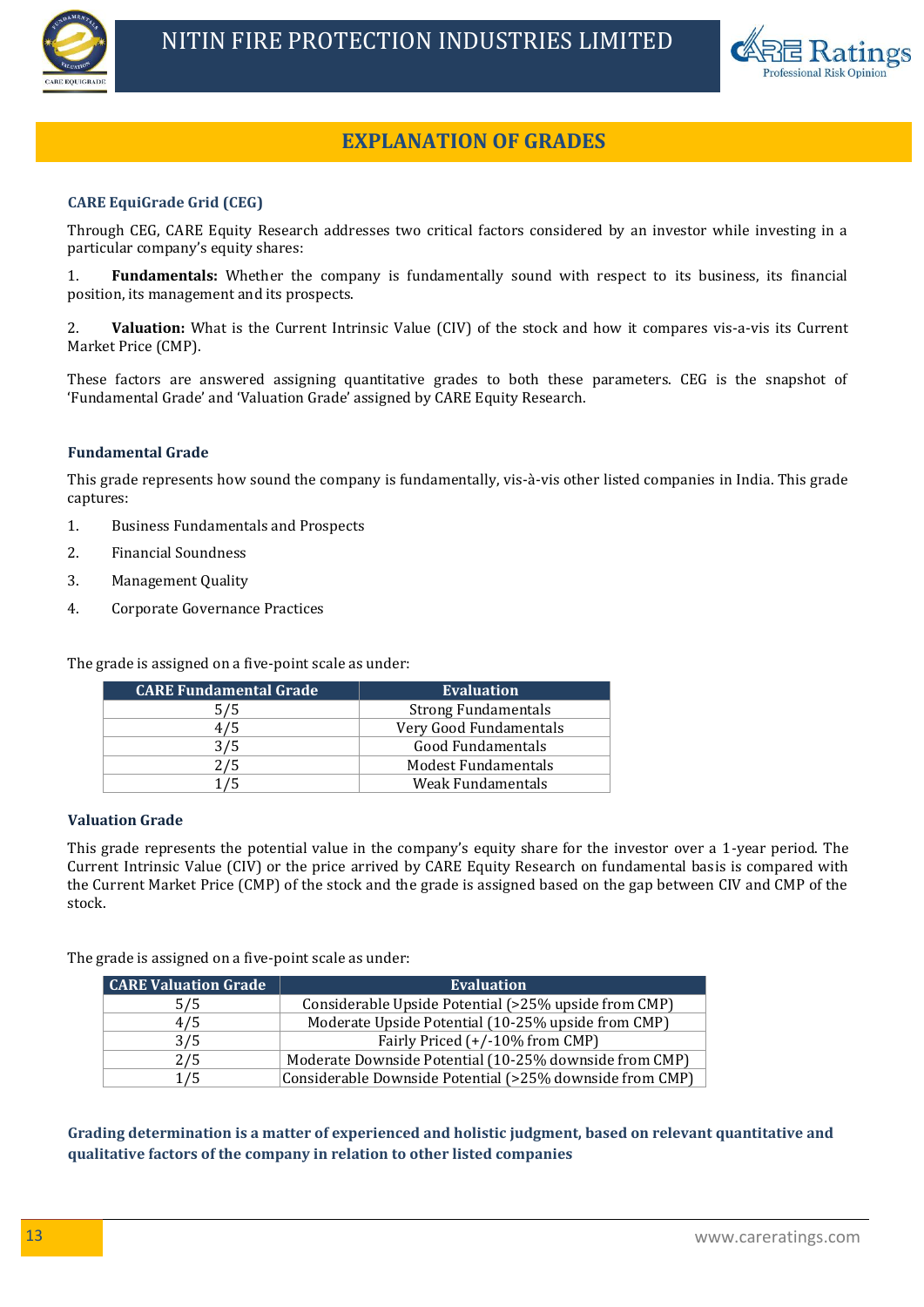# EXPLANATION OF GRADES

### CARE EquiGrade Grid (CEG)

Through CEG, CARE Equity Research addresses two critical factors considered by an investor while investing in a particular company's equity shares:

1. **Fundamentals:** Whether the company is fundamentally sound with respect to its business, its financial position, its management and its prospects.

2. **Valuation:** What is the Current Intrinsic Value (CIV) of the stock and how it compares vis-a-vis its Current Market Price (CMP).

These factors are answered assigning quantitative grades to both these parameters. CEG is the snapshot of 'Fundamental Grade' and 'Valuation Grade' assigned by CARE Equity Research.

### Fundamental Grade

This grade represents how sound the company is fundamentally, vis-à-vis other listed companies in India. This grade captures:

1. Business Fundamentals and Prospects
2. Financial Soundness
3. Management Quality
4. Corporate Governance Practices

The grade is assigned on a five-point scale as under:

| CARE Fundamental Grade | Evaluation |
|---|---|
| 5/5 | Strong Fundamentals |
| 4/5 | Very Good Fundamentals |
| 3/5 | Good Fundamentals |
| 2/5 | Modest Fundamentals |
| 1/5 | Weak Fundamentals |

### Valuation Grade

This grade represents the potential value in the company's equity share for the investor over a 1-year period. The Current Intrinsic Value (CIV) or the price arrived by CARE Equity Research on fundamental basis is compared with the Current Market Price (CMP) of the stock and the grade is assigned based on the gap between CIV and CMP of the stock.

The grade is assigned on a five-point scale as under:

| CARE Valuation Grade | Evaluation |
|---|---|
| 5/5 | Considerable Upside Potential (>25% upside from CMP) |
| 4/5 | Moderate Upside Potential (10-25% upside from CMP) |
| 3/5 | Fairly Priced (+/-10% from CMP) |
| 2/5 | Moderate Downside Potential (10-25% downside from CMP) |
| 1/5 | Considerable Downside Potential (>25% downside from CMP) |

**Grading determination is a matter of experienced and holistic judgment, based on relevant quantitative and qualitative factors of the company in relation to other listed companies**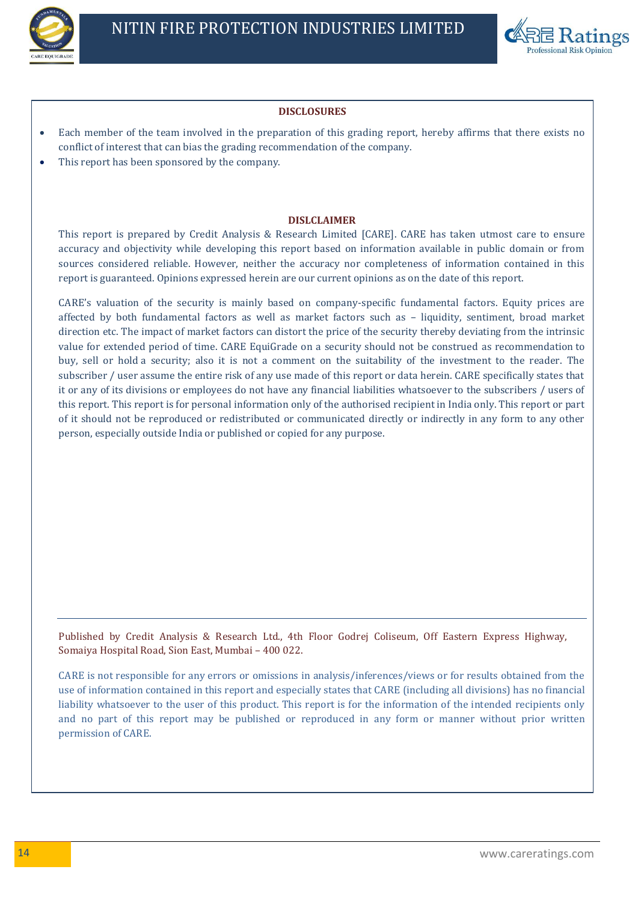## DISCLOSURES

- Each member of the team involved in the preparation of this grading report, hereby affirms that there exists no conflict of interest that can bias the grading recommendation of the company.
- This report has been sponsored by the company.

## DISLCLAIMER

This report is prepared by Credit Analysis & Research Limited [CARE]. CARE has taken utmost care to ensure accuracy and objectivity while developing this report based on information available in public domain or from sources considered reliable. However, neither the accuracy nor completeness of information contained in this report is guaranteed. Opinions expressed herein are our current opinions as on the date of this report.

CARE's valuation of the security is mainly based on company-specific fundamental factors. Equity prices are affected by both fundamental factors as well as market factors such as – liquidity, sentiment, broad market direction etc. The impact of market factors can distort the price of the security thereby deviating from the intrinsic value for extended period of time. CARE EquiGrade on a security should not be construed as recommendation to buy, sell or hold a security; also it is not a comment on the suitability of the investment to the reader. The subscriber / user assume the entire risk of any use made of this report or data herein. CARE specifically states that it or any of its divisions or employees do not have any financial liabilities whatsoever to the subscribers / users of this report. This report is for personal information only of the authorised recipient in India only. This report or part of it should not be reproduced or redistributed or communicated directly or indirectly in any form to any other person, especially outside India or published or copied for any purpose.

---

Published by Credit Analysis & Research Ltd., 4th Floor Godrej Coliseum, Off Eastern Express Highway, Somaiya Hospital Road, Sion East, Mumbai – 400 022.

CARE is not responsible for any errors or omissions in analysis/inferences/views or for results obtained from the use of information contained in this report and especially states that CARE (including all divisions) has no financial liability whatsoever to the user of this product. This report is for the information of the intended recipients only and no part of this report may be published or reproduced in any form or manner without prior written permission of CARE.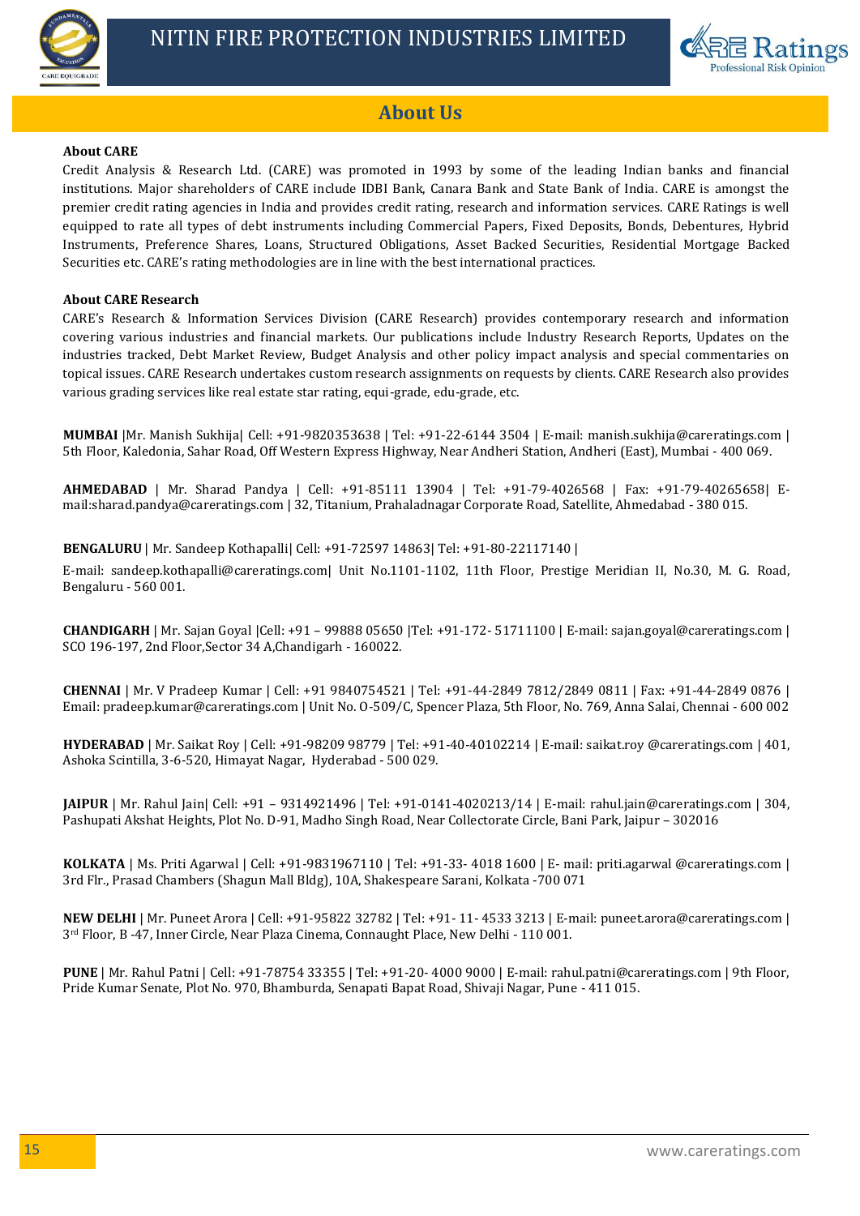## About Us

**About CARE**

Credit Analysis & Research Ltd. (CARE) was promoted in 1993 by some of the leading Indian banks and financial institutions. Major shareholders of CARE include IDBI Bank, Canara Bank and State Bank of India. CARE is amongst the premier credit rating agencies in India and provides credit rating, research and information services. CARE Ratings is well equipped to rate all types of debt instruments including Commercial Papers, Fixed Deposits, Bonds, Debentures, Hybrid Instruments, Preference Shares, Loans, Structured Obligations, Asset Backed Securities, Residential Mortgage Backed Securities etc. CARE's rating methodologies are in line with the best international practices.

**About CARE Research**

CARE's Research & Information Services Division (CARE Research) provides contemporary research and information covering various industries and financial markets. Our publications include Industry Research Reports, Updates on the industries tracked, Debt Market Review, Budget Analysis and other policy impact analysis and special commentaries on topical issues. CARE Research undertakes custom research assignments on requests by clients. CARE Research also provides various grading services like real estate star rating, equi-grade, edu-grade, etc.

**MUMBAI** |Mr. Manish Sukhija| Cell: +91-9820353638 | Tel: +91-22-6144 3504 | E-mail: manish.sukhija@careratings.com | 5th Floor, Kaledonia, Sahar Road, Off Western Express Highway, Near Andheri Station, Andheri (East), Mumbai - 400 069.

**AHMEDABAD** | Mr. Sharad Pandya | Cell: +91-85111 13904 | Tel: +91-79-4026568 | Fax: +91-79-40265658| E-mail:sharad.pandya@careratings.com | 32, Titanium, Prahaladnagar Corporate Road, Satellite, Ahmedabad - 380 015.

**BENGALURU** | Mr. Sandeep Kothapalli| Cell: +91-72597 14863| Tel: +91-80-22117140 |

E-mail: sandeep.kothapalli@careratings.com| Unit No.1101-1102, 11th Floor, Prestige Meridian II, No.30, M. G. Road, Bengaluru - 560 001.

**CHANDIGARH** | Mr. Sajan Goyal |Cell: +91 – 99888 05650 |Tel: +91-172- 51711100 | E-mail: sajan.goyal@careratings.com | SCO 196-197, 2nd Floor,Sector 34 A,Chandigarh - 160022.

**CHENNAI** | Mr. V Pradeep Kumar | Cell: +91 9840754521 | Tel: +91-44-2849 7812/2849 0811 | Fax: +91-44-2849 0876 | Email: pradeep.kumar@careratings.com | Unit No. O-509/C, Spencer Plaza, 5th Floor, No. 769, Anna Salai, Chennai - 600 002

**HYDERABAD** | Mr. Saikat Roy | Cell: +91-98209 98779 | Tel: +91-40-40102214 | E-mail: saikat.roy @careratings.com | 401, Ashoka Scintilla, 3-6-520, Himayat Nagar, Hyderabad - 500 029.

**JAIPUR** | Mr. Rahul Jain| Cell: +91 – 9314921496 | Tel: +91-0141-4020213/14 | E-mail: rahul.jain@careratings.com | 304, Pashupati Akshat Heights, Plot No. D-91, Madho Singh Road, Near Collectorate Circle, Bani Park, Jaipur – 302016

**KOLKATA** | Ms. Priti Agarwal | Cell: +91-9831967110 | Tel: +91-33- 4018 1600 | E- mail: priti.agarwal @careratings.com | 3rd Flr., Prasad Chambers (Shagun Mall Bldg), 10A, Shakespeare Sarani, Kolkata -700 071

**NEW DELHI** | Mr. Puneet Arora | Cell: +91-95822 32782 | Tel: +91- 11- 4533 3213 | E-mail: puneet.arora@careratings.com | 3rd Floor, B -47, Inner Circle, Near Plaza Cinema, Connaught Place, New Delhi - 110 001.

**PUNE** | Mr. Rahul Patni | Cell: +91-78754 33355 | Tel: +91-20- 4000 9000 | E-mail: rahul.patni@careratings.com | 9th Floor, Pride Kumar Senate, Plot No. 970, Bhamburda, Senapati Bapat Road, Shivaji Nagar, Pune - 411 015.